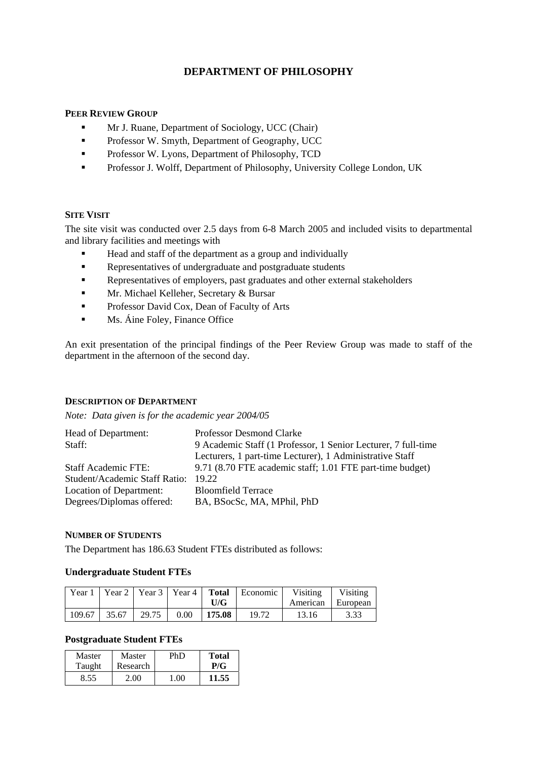# DEPARTMENT OF PHILOSOPHY

## PEER REVIEW GROUP

- Mr J. Ruane, Department of Sociology, UCC (Chair)
- Professor W. Smyth, Department of Geography, UCC
- Professor W. Lyons, Department of Philosophy, TCD
- Professor J. Wolff, Department of Philosophy, University College London, UK

## SITE VISIT

The site visit was conducted over 2.5 days from 6-8 March 2005 and included visits to departmental and library facilities and meetings with

- Head and staff of the department as a group and individually
- Representatives of undergraduate and postgraduate students
- Representatives of employers, past graduates and other external stakeholders
- Mr. Michael Kelleher, Secretary & Bursar
- Professor David Cox, Dean of Faculty of Arts
- Ms. Áine Foley, Finance Office

An exit presentation of the principal findings of the Peer Review Group was made to staff of the department in the afternoon of the second day.

## DESCRIPTION OF DEPARTMENT

*Note: Data given is for the academic year 2004/05*

| | |
|---|---|
| Head of Department: | Professor Desmond Clarke |
| Staff: | 9 Academic Staff (1 Professor, 1 Senior Lecturer, 7 full-time Lecturers, 1 part-time Lecturer), 1 Administrative Staff |
| Staff Academic FTE: | 9.71 (8.70 FTE academic staff; 1.01 FTE part-time budget) |
| Student/Academic Staff Ratio: | 19.22 |
| Location of Department: | Bloomfield Terrace |
| Degrees/Diplomas offered: | BA, BSocSc, MA, MPhil, PhD |

## NUMBER OF STUDENTS

The Department has 186.63 Student FTEs distributed as follows:

### Undergraduate Student FTEs

| Year 1 | Year 2 | Year 3 | Year 4 | **Total U/G** | Economic | Visiting American | Visiting European |
|---|---|---|---|---|---|---|---|
| 109.67 | 35.67 | 29.75 | 0.00 | **175.08** | 19.72 | 13.16 | 3.33 |

### Postgraduate Student FTEs

| Master Taught | Master Research | PhD | **Total P/G** |
|---|---|---|---|
| 8.55 | 2.00 | 1.00 | **11.55** |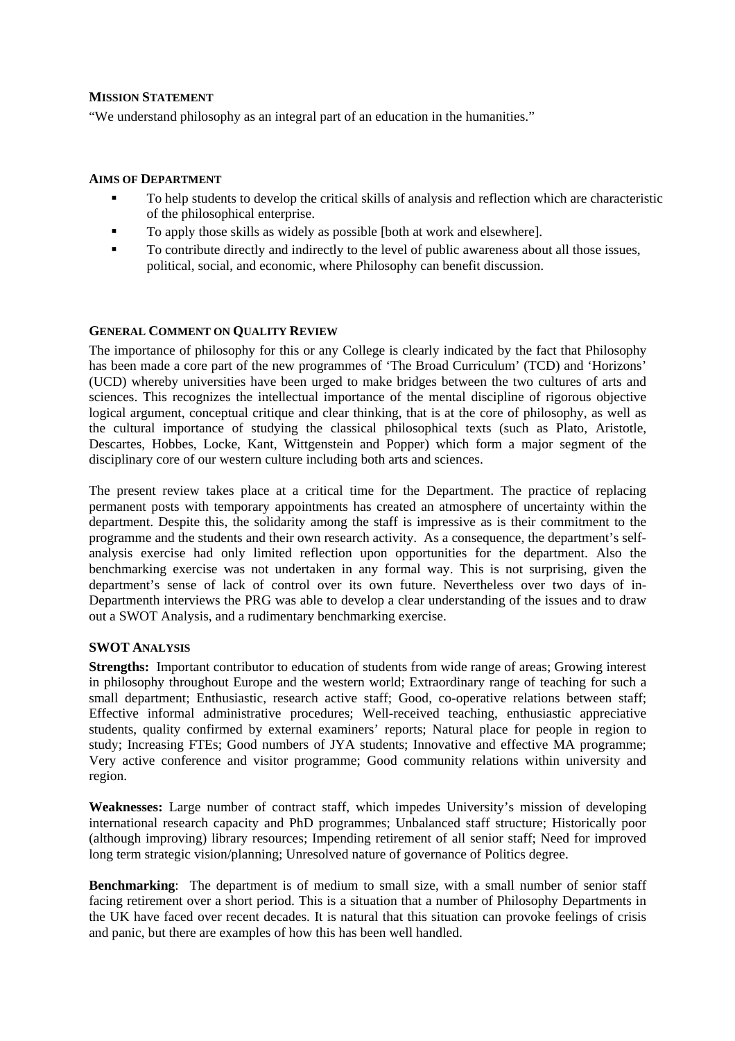**MISSION STATEMENT**

"We understand philosophy as an integral part of an education in the humanities."

**AIMS OF DEPARTMENT**

- To help students to develop the critical skills of analysis and reflection which are characteristic of the philosophical enterprise.
- To apply those skills as widely as possible [both at work and elsewhere].
- To contribute directly and indirectly to the level of public awareness about all those issues, political, social, and economic, where Philosophy can benefit discussion.

**GENERAL COMMENT ON QUALITY REVIEW**

The importance of philosophy for this or any College is clearly indicated by the fact that Philosophy has been made a core part of the new programmes of 'The Broad Curriculum' (TCD) and 'Horizons' (UCD) whereby universities have been urged to make bridges between the two cultures of arts and sciences. This recognizes the intellectual importance of the mental discipline of rigorous objective logical argument, conceptual critique and clear thinking, that is at the core of philosophy, as well as the cultural importance of studying the classical philosophical texts (such as Plato, Aristotle, Descartes, Hobbes, Locke, Kant, Wittgenstein and Popper) which form a major segment of the disciplinary core of our western culture including both arts and sciences.

The present review takes place at a critical time for the Department. The practice of replacing permanent posts with temporary appointments has created an atmosphere of uncertainty within the department. Despite this, the solidarity among the staff is impressive as is their commitment to the programme and the students and their own research activity. As a consequence, the department's self-analysis exercise had only limited reflection upon opportunities for the department. Also the benchmarking exercise was not undertaken in any formal way. This is not surprising, given the department's sense of lack of control over its own future. Nevertheless over two days of in-Departmenth interviews the PRG was able to develop a clear understanding of the issues and to draw out a SWOT Analysis, and a rudimentary benchmarking exercise.

**SWOT ANALYSIS**

**Strengths:** Important contributor to education of students from wide range of areas; Growing interest in philosophy throughout Europe and the western world; Extraordinary range of teaching for such a small department; Enthusiastic, research active staff; Good, co-operative relations between staff; Effective informal administrative procedures; Well-received teaching, enthusiastic appreciative students, quality confirmed by external examiners' reports; Natural place for people in region to study; Increasing FTEs; Good numbers of JYA students; Innovative and effective MA programme; Very active conference and visitor programme; Good community relations within university and region.

**Weaknesses:** Large number of contract staff, which impedes University's mission of developing international research capacity and PhD programmes; Unbalanced staff structure; Historically poor (although improving) library resources; Impending retirement of all senior staff; Need for improved long term strategic vision/planning; Unresolved nature of governance of Politics degree.

**Benchmarking**: The department is of medium to small size, with a small number of senior staff facing retirement over a short period. This is a situation that a number of Philosophy Departments in the UK have faced over recent decades. It is natural that this situation can provoke feelings of crisis and panic, but there are examples of how this has been well handled.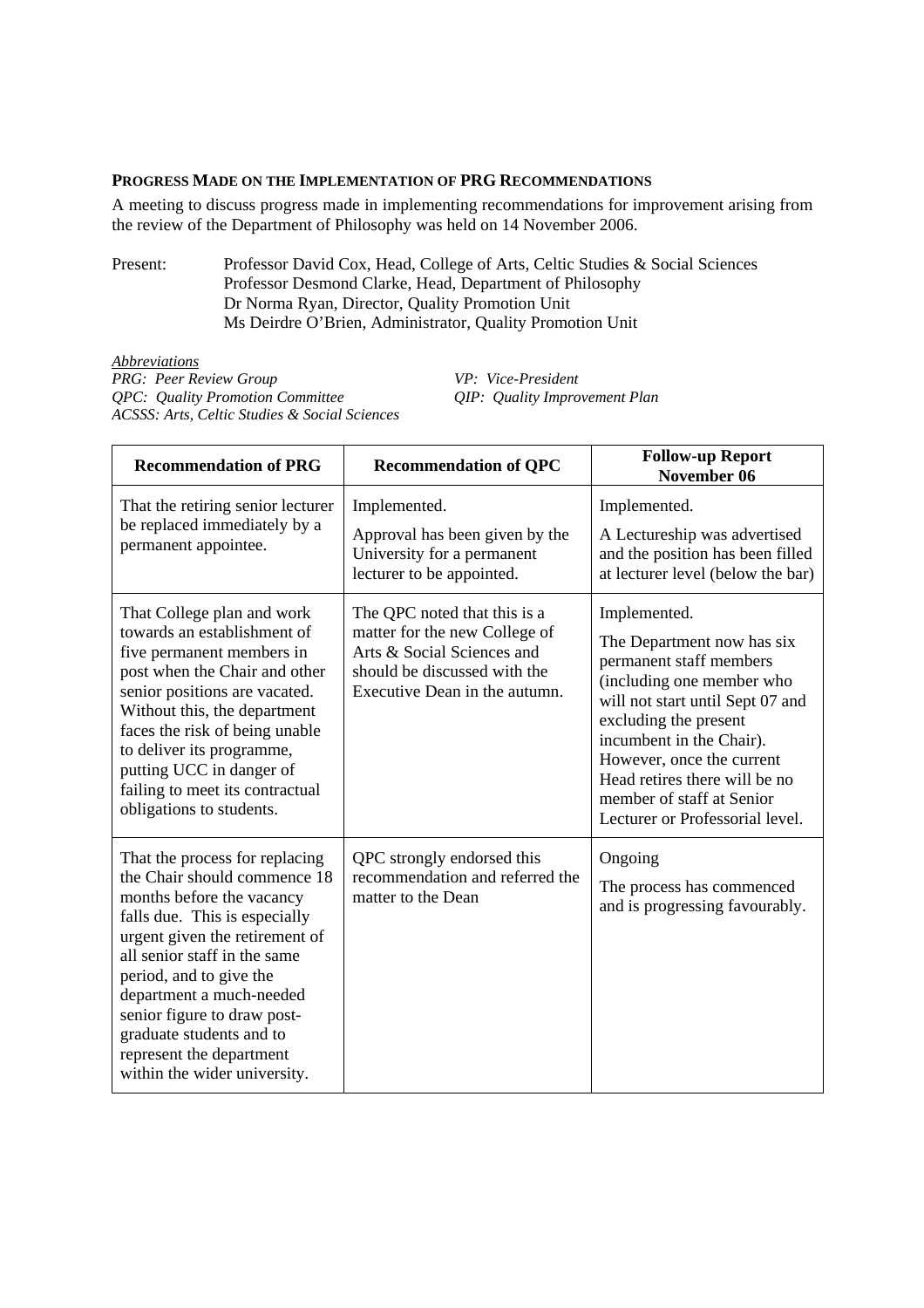**PROGRESS MADE ON THE IMPLEMENTATION OF PRG RECOMMENDATIONS**

A meeting to discuss progress made in implementing recommendations for improvement arising from the review of the Department of Philosophy was held on 14 November 2006.

Present: Professor David Cox, Head, College of Arts, Celtic Studies & Social Sciences
Professor Desmond Clarke, Head, Department of Philosophy
Dr Norma Ryan, Director, Quality Promotion Unit
Ms Deirdre O'Brien, Administrator, Quality Promotion Unit

*Abbreviations*

*PRG: Peer Review Group*
*QPC: Quality Promotion Committee*
*ACSSS: Arts, Celtic Studies & Social Sciences*
*VP: Vice-President*
*QIP: Quality Improvement Plan*

| Recommendation of PRG | Recommendation of QPC | Follow-up Report November 06 |
|---|---|---|
| That the retiring senior lecturer be replaced immediately by a permanent appointee. | Implemented.<br><br>Approval has been given by the University for a permanent lecturer to be appointed. | Implemented.<br><br>A Lectureship was advertised and the position has been filled at lecturer level (below the bar) |
| That College plan and work towards an establishment of five permanent members in post when the Chair and other senior positions are vacated. Without this, the department faces the risk of being unable to deliver its programme, putting UCC in danger of failing to meet its contractual obligations to students. | The QPC noted that this is a matter for the new College of Arts & Social Sciences and should be discussed with the Executive Dean in the autumn. | Implemented.<br><br>The Department now has six permanent staff members (including one member who will not start until Sept 07 and excluding the present incumbent in the Chair). However, once the current Head retires there will be no member of staff at Senior Lecturer or Professorial level. |
| That the process for replacing the Chair should commence 18 months before the vacancy falls due. This is especially urgent given the retirement of all senior staff in the same period, and to give the department a much-needed senior figure to draw post-graduate students and to represent the department within the wider university. | QPC strongly endorsed this recommendation and referred the matter to the Dean | Ongoing<br><br>The process has commenced and is progressing favourably. |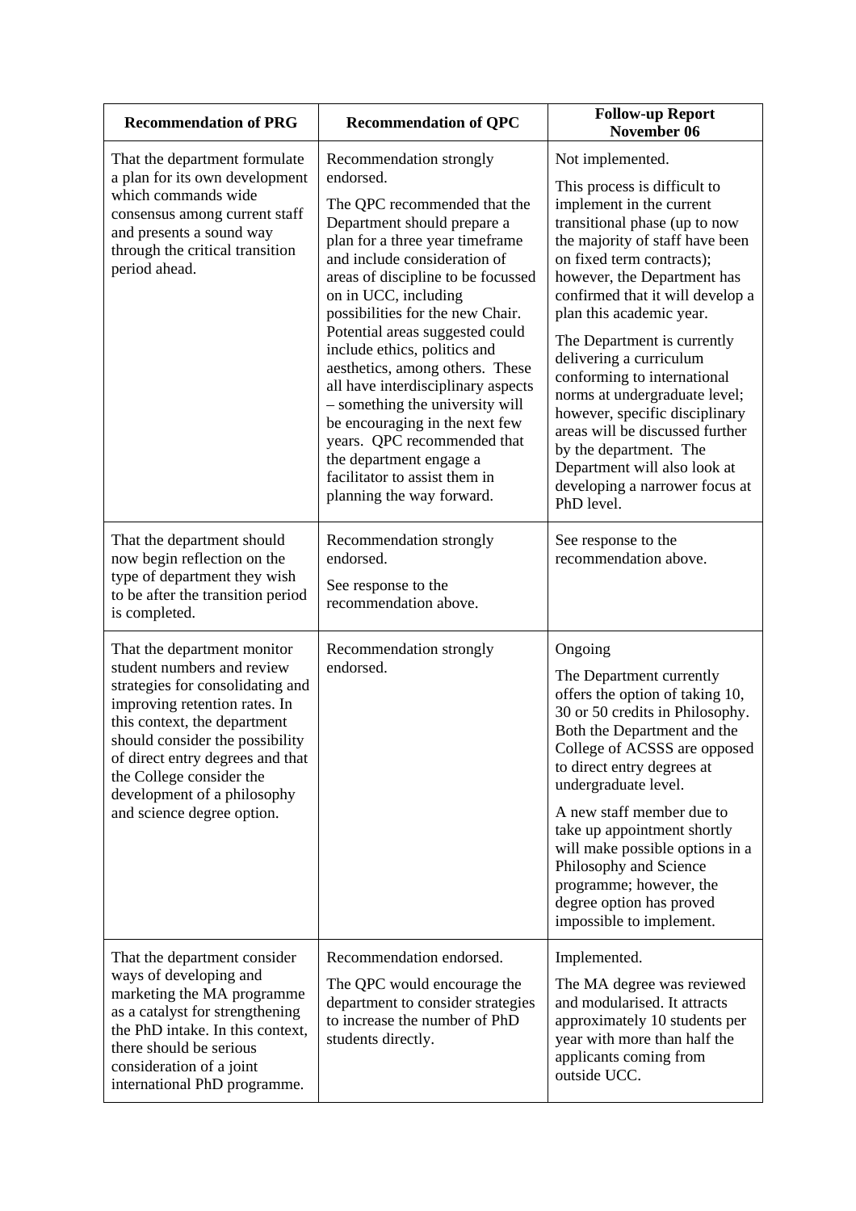| Recommendation of PRG | Recommendation of QPC | Follow-up Report November 06 |
|---|---|---|
| That the department formulate a plan for its own development which commands wide consensus among current staff and presents a sound way through the critical transition period ahead. | Recommendation strongly endorsed.<br><br>The QPC recommended that the Department should prepare a plan for a three year timeframe and include consideration of areas of discipline to be focussed on in UCC, including possibilities for the new Chair. Potential areas suggested could include ethics, politics and aesthetics, among others. These all have interdisciplinary aspects – something the university will be encouraging in the next few years. QPC recommended that the department engage a facilitator to assist them in planning the way forward. | Not implemented.<br><br>This process is difficult to implement in the current transitional phase (up to now the majority of staff have been on fixed term contracts); however, the Department has confirmed that it will develop a plan this academic year.<br><br>The Department is currently delivering a curriculum conforming to international norms at undergraduate level; however, specific disciplinary areas will be discussed further by the department. The Department will also look at developing a narrower focus at PhD level. |
| That the department should now begin reflection on the type of department they wish to be after the transition period is completed. | Recommendation strongly endorsed.<br><br>See response to the recommendation above. | See response to the recommendation above. |
| That the department monitor student numbers and review strategies for consolidating and improving retention rates. In this context, the department should consider the possibility of direct entry degrees and that the College consider the development of a philosophy and science degree option. | Recommendation strongly endorsed. | Ongoing<br><br>The Department currently offers the option of taking 10, 30 or 50 credits in Philosophy. Both the Department and the College of ACSSS are opposed to direct entry degrees at undergraduate level.<br><br>A new staff member due to take up appointment shortly will make possible options in a Philosophy and Science programme; however, the degree option has proved impossible to implement. |
| That the department consider ways of developing and marketing the MA programme as a catalyst for strengthening the PhD intake. In this context, there should be serious consideration of a joint international PhD programme. | Recommendation endorsed.<br><br>The QPC would encourage the department to consider strategies to increase the number of PhD students directly. | Implemented.<br><br>The MA degree was reviewed and modularised. It attracts approximately 10 students per year with more than half the applicants coming from outside UCC. |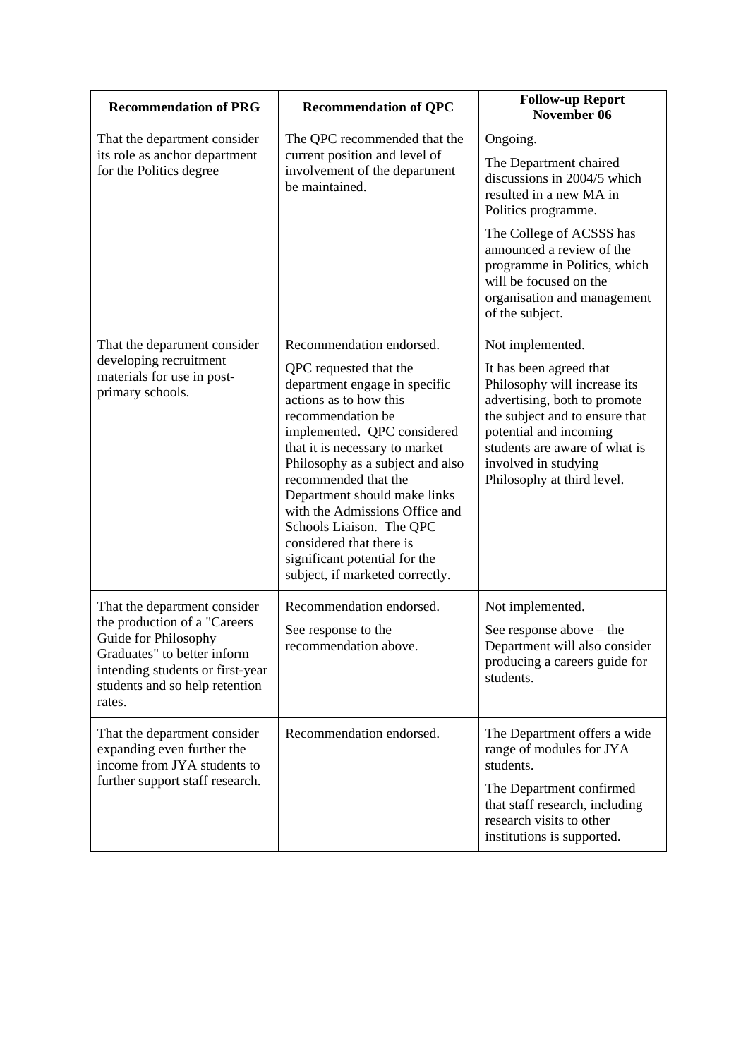| Recommendation of PRG | Recommendation of QPC | Follow-up Report November 06 |
|---|---|---|
| That the department consider its role as anchor department for the Politics degree | The QPC recommended that the current position and level of involvement of the department be maintained. | Ongoing.<br><br>The Department chaired discussions in 2004/5 which resulted in a new MA in Politics programme.<br><br>The College of ACSSS has announced a review of the programme in Politics, which will be focused on the organisation and management of the subject. |
| That the department consider developing recruitment materials for use in post-primary schools. | Recommendation endorsed.<br><br>QPC requested that the department engage in specific actions as to how this recommendation be implemented. QPC considered that it is necessary to market Philosophy as a subject and also recommended that the Department should make links with the Admissions Office and Schools Liaison. The QPC considered that there is significant potential for the subject, if marketed correctly. | Not implemented.<br><br>It has been agreed that Philosophy will increase its advertising, both to promote the subject and to ensure that potential and incoming students are aware of what is involved in studying Philosophy at third level. |
| That the department consider the production of a "Careers Guide for Philosophy Graduates" to better inform intending students or first-year students and so help retention rates. | Recommendation endorsed.<br><br>See response to the recommendation above. | Not implemented.<br><br>See response above – the Department will also consider producing a careers guide for students. |
| That the department consider expanding even further the income from JYA students to further support staff research. | Recommendation endorsed. | The Department offers a wide range of modules for JYA students.<br><br>The Department confirmed that staff research, including research visits to other institutions is supported. |